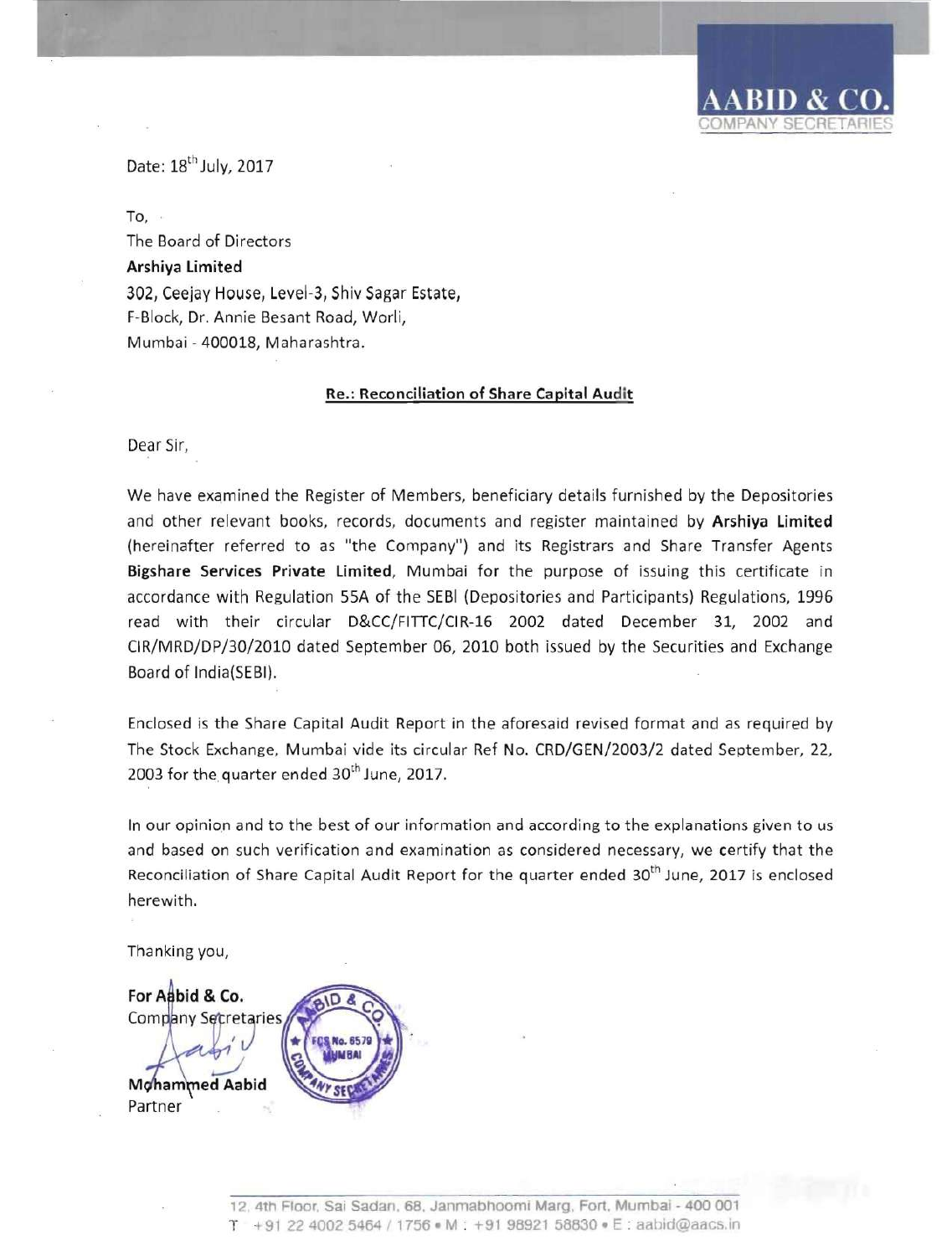**AABID & CO.**
COMPANY SECRETARIES

Date: 18th July, 2017

To,
The Board of Directors
**Arshiya Limited**
302, Ceejay House, Level-3, Shiv Sagar Estate,
F-Block, Dr. Annie Besant Road, Worli,
Mumbai - 400018, Maharashtra.

**Re.: Reconciliation of Share Capital Audit**

Dear Sir,

We have examined the Register of Members, beneficiary details furnished by the Depositories and other relevant books, records, documents and register maintained by **Arshiya Limited** (hereinafter referred to as "the Company") and its Registrars and Share Transfer Agents **Bigshare Services Private Limited**, Mumbai for the purpose of issuing this certificate in accordance with Regulation 55A of the SEBI (Depositories and Participants) Regulations, 1996 read with their circular D&CC/FITTC/CIR-16 2002 dated December 31, 2002 and CIR/MRD/DP/30/2010 dated September 06, 2010 both issued by the Securities and Exchange Board of India(SEBI).

Enclosed is the Share Capital Audit Report in the aforesaid revised format and as required by The Stock Exchange, Mumbai vide its circular Ref No. CRD/GEN/2003/2 dated September, 22, 2003 for the quarter ended 30th June, 2017.

In our opinion and to the best of our information and according to the explanations given to us and based on such verification and examination as considered necessary, we certify that the Reconciliation of Share Capital Audit Report for the quarter ended 30th June, 2017 is enclosed herewith.

Thanking you,

**For Aabid & Co.**
Company Secretaries

**Mohammed Aabid**
Partner

12, 4th Floor, Sai Sadan, 68, Janmabhoomi Marg, Fort, Mumbai - 400 001
T : +91 22 4002 5464 / 1756 • M : +91 98921 58830 • E : aabid@aacs.in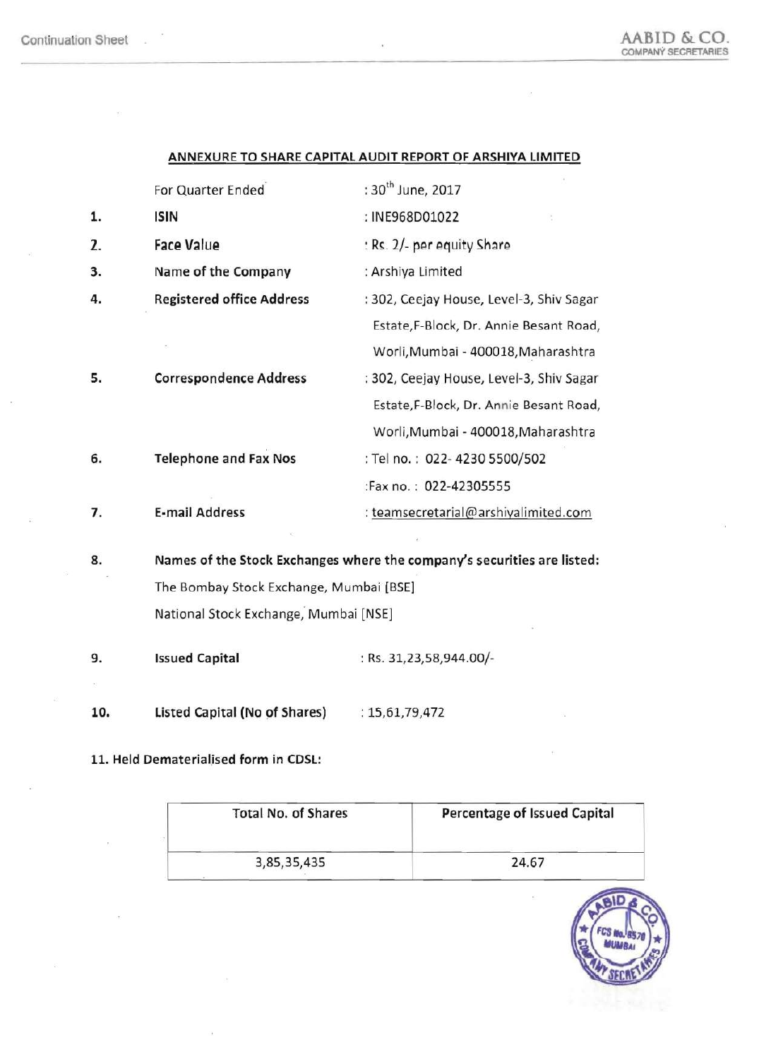## ANNEXURE TO SHARE CAPITAL AUDIT REPORT OF ARSHIYA LIMITED

| | | |
|---|---|---|
| | For Quarter Ended | : 30th June, 2017 |
| 1. | **ISIN** | : INE968D01022 |
| 2. | **Face Value** | : Rs. 2/- per equity Share |
| 3. | **Name of the Company** | : Arshiya Limited |
| 4. | **Registered office Address** | : 302, Ceejay House, Level-3, Shiv Sagar Estate,F-Block, Dr. Annie Besant Road, Worli,Mumbai - 400018,Maharashtra |
| 5. | **Correspondence Address** | : 302, Ceejay House, Level-3, Shiv Sagar Estate,F-Block, Dr. Annie Besant Road, Worli,Mumbai - 400018,Maharashtra |
| 6. | **Telephone and Fax Nos** | : Tel no. : 022- 4230 5500/502<br>:Fax no. : 022-42305555 |
| 7. | **E-mail Address** | : teamsecretarial@arshiyalimited.com |

8. **Names of the Stock Exchanges where the company's securities are listed:**

   The Bombay Stock Exchange, Mumbai [BSE]

   National Stock Exchange, Mumbai [NSE]

9. **Issued Capital** : Rs. 31,23,58,944.00/-

10. **Listed Capital (No of Shares)** : 15,61,79,472

**11. Held Dematerialised form in CDSL:**

| Total No. of Shares | Percentage of Issued Capital |
|---|---|
| 3,85,35,435 | 24.67 |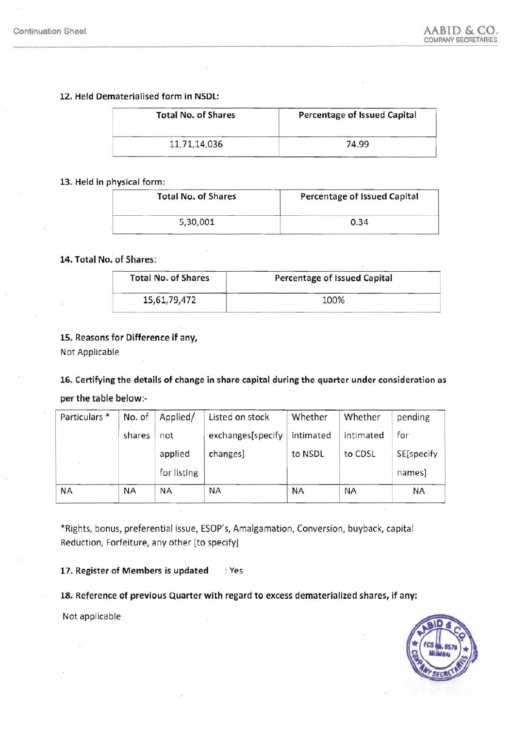**12. Held Dematerialised form in NSDL:**

| Total No. of Shares | Percentage of Issued Capital |
|---|---|
| 11,71,14,036 | 74.99 |

**13. Held in physical form:**

| Total No. of Shares | Percentage of Issued Capital |
|---|---|
| 5,30,001 | 0.34 |

**14. Total No. of Shares:**

| Total No. of Shares | Percentage of Issued Capital |
|---|---|
| 15,61,79,472 | 100% |

**15. Reasons for Difference if any,**

Not Applicable

**16. Certifying the details of change in share capital during the quarter under consideration as per the table below:-**

| Particulars * | No. of shares | Applied/ not applied for listing | Listed on stock exchanges[specify changes] | Whether intimated to NSDL | Whether intimated to CDSL | pending for SE[specify names] |
|---|---|---|---|---|---|---|
| NA | NA | NA | NA | NA | NA | NA |

*Rights, bonus, preferential issue, ESOP's, Amalgamation, Conversion, buyback, capital Reduction, Forfeiture, any other [to specify]

**17. Register of Members is updated** : Yes

**18. Reference of previous Quarter with regard to excess dematerialized shares, if any:**

Not applicable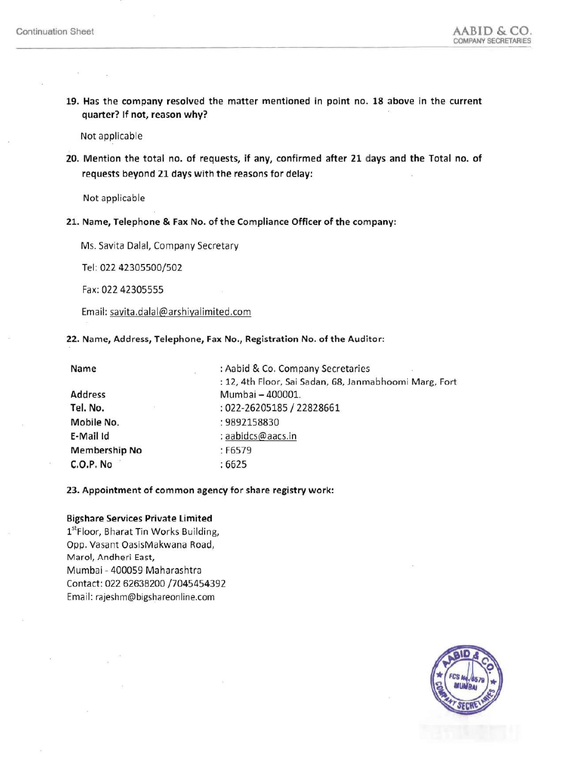**19. Has the company resolved the matter mentioned in point no. 18 above in the current quarter? If not, reason why?**

Not applicable

**20. Mention the total no. of requests, if any, confirmed after 21 days and the Total no. of requests beyond 21 days with the reasons for delay:**

Not applicable

**21. Name, Telephone & Fax No. of the Compliance Officer of the company:**

Ms. Savita Dalal, Company Secretary

Tel: 022 42305500/502

Fax: 022 42305555

Email: savita.dalal@arshiyalimited.com

**22. Name, Address, Telephone, Fax No., Registration No. of the Auditor:**

| | |
|---|---|
| **Name** | : Aabid & Co. Company Secretaries |
| **Address** | : 12, 4th Floor, Sai Sadan, 68, Janmabhoomi Marg, Fort Mumbai – 400001. |
| **Tel. No.** | : 022-26205185 / 22828661 |
| **Mobile No.** | : 9892158830 |
| **E-Mail Id** | : aabidcs@aacs.in |
| **Membership No** | : F6579 |
| **C.O.P. No** | : 6625 |

**23. Appointment of common agency for share registry work:**

**Bigshare Services Private Limited**
1st Floor, Bharat Tin Works Building,
Opp. Vasant OasisMakwana Road,
Marol, Andheri East,
Mumbai - 400059 Maharashtra
Contact: 022 62638200 /7045454392
Email: rajeshm@bigshareonline.com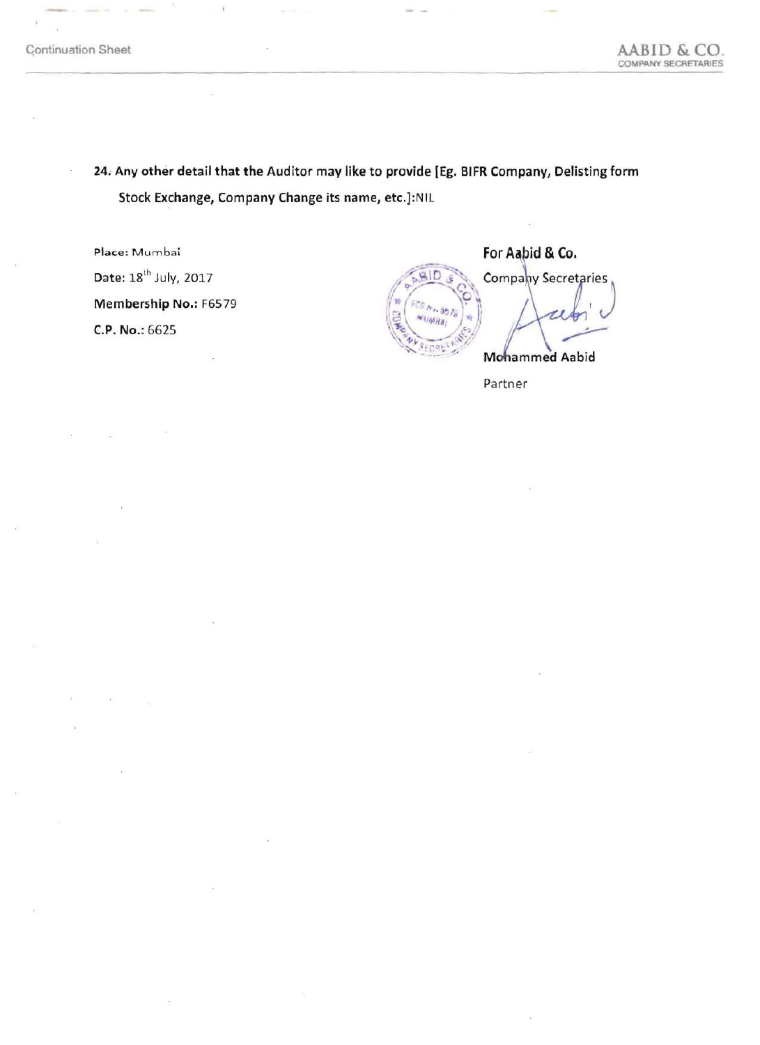24. **Any other detail that the** Auditor **may like to provide [Eg. BIFR Company, Delisting form Stock Exchange, Company Change its name, etc.]**:NIL

Place: Mumbai

**Date:** 18th July, 2017

**Membership No.:** F6579

**C.P. No.:** 6625

**For Aabid & Co.**

Company Secretaries

Mohammed Aabid

Partner